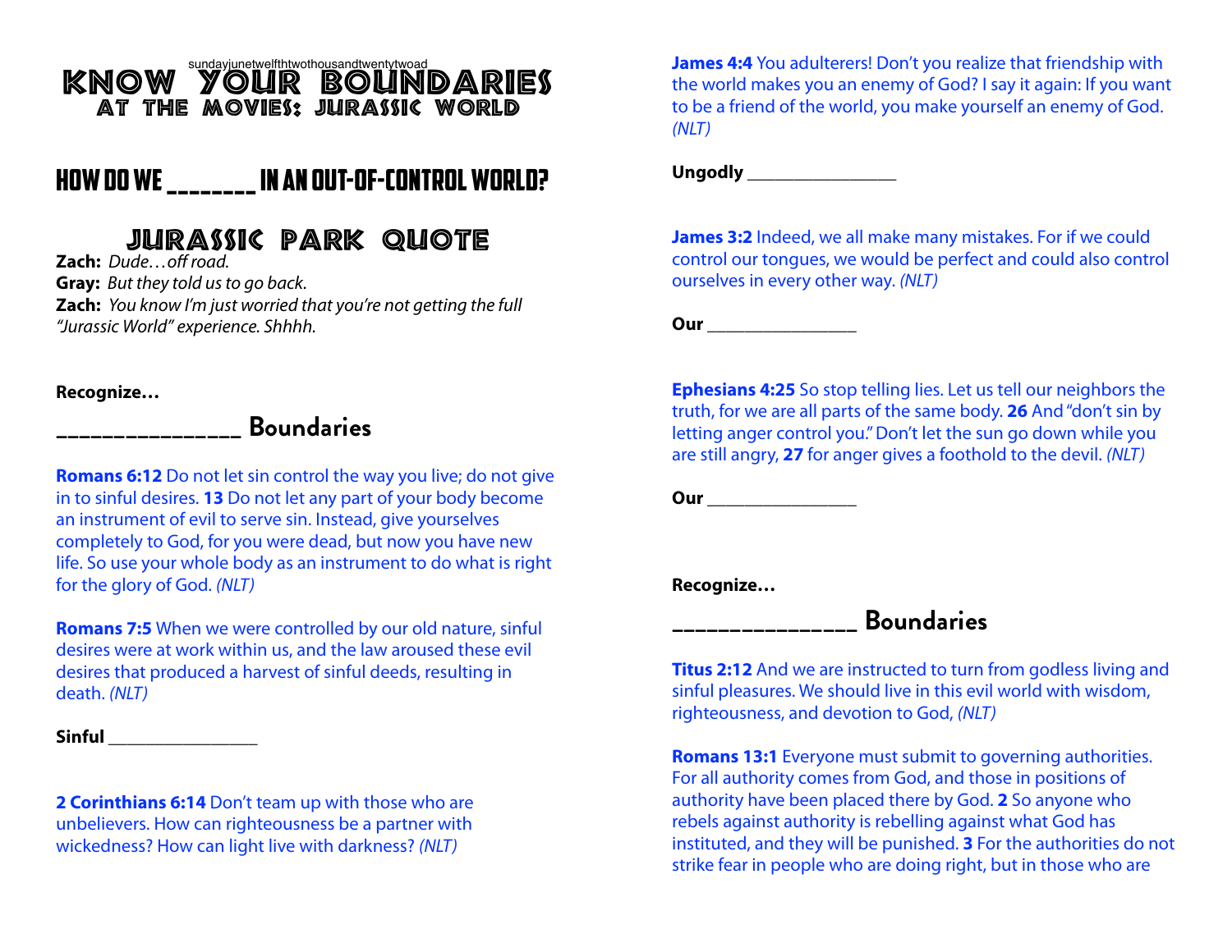sundayjunetwelfthtwothousandtwentytwoad

# KNOW YOUR BOUNDARIES
## AT THE MOVIES: JURASSIC WORLD

## HOW DO WE _______ IN AN OUT-OF-CONTROL WORLD?

### JURASSIC PARK QUOTE

**Zach:** *Dude…off road.*
**Gray:** *But they told us to go back.*
**Zach:** *You know I'm just worried that you're not getting the full "Jurassic World" experience. Shhhh.*

**Recognize…**

### _______________ Boundaries

**Romans 6:12** Do not let sin control the way you live; do not give in to sinful desires. **13** Do not let any part of your body become an instrument of evil to serve sin. Instead, give yourselves completely to God, for you were dead, but now you have new life. So use your whole body as an instrument to do what is right for the glory of God. *(NLT)*

**Romans 7:5** When we were controlled by our old nature, sinful desires were at work within us, and the law aroused these evil desires that produced a harvest of sinful deeds, resulting in death. *(NLT)*

**Sinful** _______________

**2 Corinthians 6:14** Don't team up with those who are unbelievers. How can righteousness be a partner with wickedness? How can light live with darkness? *(NLT)*

**James 4:4** You adulterers! Don't you realize that friendship with the world makes you an enemy of God? I say it again: If you want to be a friend of the world, you make yourself an enemy of God. *(NLT)*

**Ungodly** _______________

**James 3:2** Indeed, we all make many mistakes. For if we could control our tongues, we would be perfect and could also control ourselves in every other way. *(NLT)*

**Our** _______________

**Ephesians 4:25** So stop telling lies. Let us tell our neighbors the truth, for we are all parts of the same body. **26** And "don't sin by letting anger control you." Don't let the sun go down while you are still angry, **27** for anger gives a foothold to the devil. *(NLT)*

**Our** _______________

**Recognize…**

### _______________ Boundaries

**Titus 2:12** And we are instructed to turn from godless living and sinful pleasures. We should live in this evil world with wisdom, righteousness, and devotion to God, *(NLT)*

**Romans 13:1** Everyone must submit to governing authorities. For all authority comes from God, and those in positions of authority have been placed there by God. **2** So anyone who rebels against authority is rebelling against what God has instituted, and they will be punished. **3** For the authorities do not strike fear in people who are doing right, but in those who are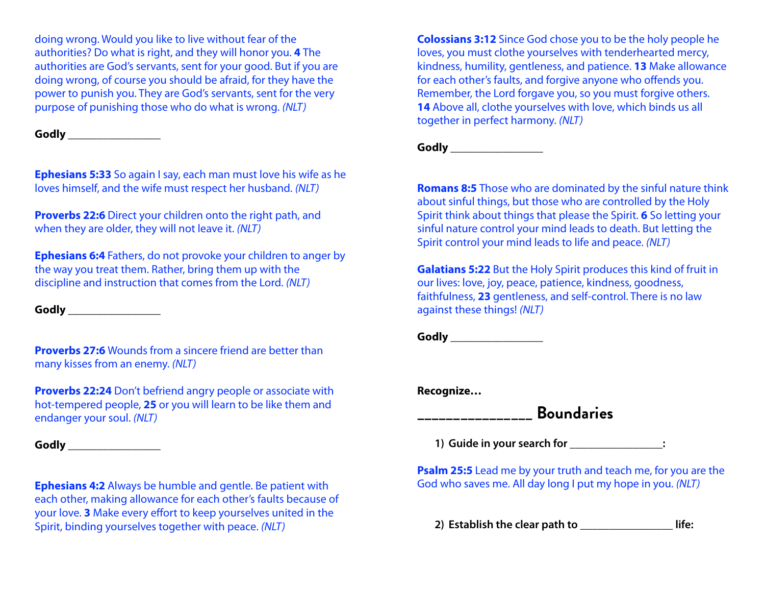doing wrong. Would you like to live without fear of the authorities? Do what is right, and they will honor you. **4** The authorities are God's servants, sent for your good. But if you are doing wrong, of course you should be afraid, for they have the power to punish you. They are God's servants, sent for the very purpose of punishing those who do what is wrong. *(NLT)*

**Godly ________________**

**Ephesians 5:33** So again I say, each man must love his wife as he loves himself, and the wife must respect her husband. *(NLT)*

**Proverbs 22:6** Direct your children onto the right path, and when they are older, they will not leave it. *(NLT)*

**Ephesians 6:4** Fathers, do not provoke your children to anger by the way you treat them. Rather, bring them up with the discipline and instruction that comes from the Lord. *(NLT)*

**Godly ________________**

**Proverbs 27:6** Wounds from a sincere friend are better than many kisses from an enemy. *(NLT)*

**Proverbs 22:24** Don't befriend angry people or associate with hot-tempered people, **25** or you will learn to be like them and endanger your soul. *(NLT)*

**Godly ________________**

**Ephesians 4:2** Always be humble and gentle. Be patient with each other, making allowance for each other's faults because of your love. **3** Make every effort to keep yourselves united in the Spirit, binding yourselves together with peace. *(NLT)*

**Colossians 3:12** Since God chose you to be the holy people he loves, you must clothe yourselves with tenderhearted mercy, kindness, humility, gentleness, and patience. **13** Make allowance for each other's faults, and forgive anyone who offends you. Remember, the Lord forgave you, so you must forgive others. **14** Above all, clothe yourselves with love, which binds us all together in perfect harmony. *(NLT)*

**Godly ________________**

**Romans 8:5** Those who are dominated by the sinful nature think about sinful things, but those who are controlled by the Holy Spirit think about things that please the Spirit. **6** So letting your sinful nature control your mind leads to death. But letting the Spirit control your mind leads to life and peace. *(NLT)*

**Galatians 5:22** But the Holy Spirit produces this kind of fruit in our lives: love, joy, peace, patience, kindness, goodness, faithfulness, **23** gentleness, and self-control. There is no law against these things! *(NLT)*

**Godly ________________**

**Recognize…**

## _______________ Boundaries

1) **Guide in your search for ________________:**

**Psalm 25:5** Lead me by your truth and teach me, for you are the God who saves me. All day long I put my hope in you. *(NLT)*

2) **Establish the clear path to ________________ life:**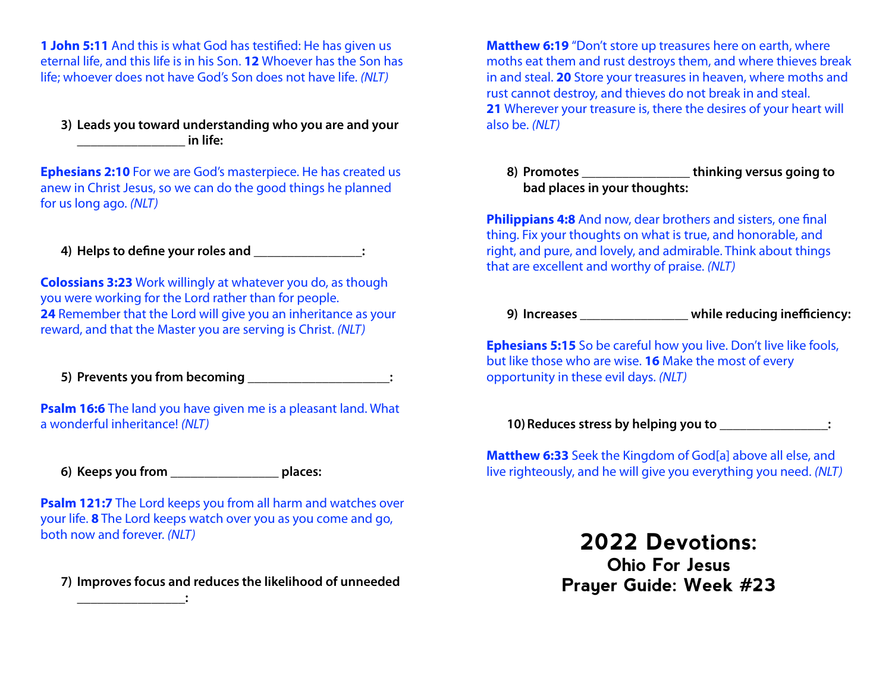**1 John 5:11** And this is what God has testified: He has given us eternal life, and this life is in his Son. **12** Whoever has the Son has life; whoever does not have God's Son does not have life. *(NLT)*

3) **Leads you toward understanding who you are and your ________________ in life:**

**Ephesians 2:10** For we are God's masterpiece. He has created us anew in Christ Jesus, so we can do the good things he planned for us long ago. *(NLT)*

4) **Helps to define your roles and ________________:**

**Colossians 3:23** Work willingly at whatever you do, as though you were working for the Lord rather than for people. **24** Remember that the Lord will give you an inheritance as your reward, and that the Master you are serving is Christ. *(NLT)*

5) **Prevents you from becoming _____________________:**

**Psalm 16:6** The land you have given me is a pleasant land. What a wonderful inheritance! *(NLT)*

6) **Keeps you from ________________ places:**

**Psalm 121:7** The Lord keeps you from all harm and watches over your life. **8** The Lord keeps watch over you as you come and go, both now and forever. *(NLT)*

7) **Improves focus and reduces the likelihood of unneeded ________________:**

**Matthew 6:19** "Don't store up treasures here on earth, where moths eat them and rust destroys them, and where thieves break in and steal. **20** Store your treasures in heaven, where moths and rust cannot destroy, and thieves do not break in and steal. **21** Wherever your treasure is, there the desires of your heart will also be. *(NLT)*

8) **Promotes ________________ thinking versus going to bad places in your thoughts:**

**Philippians 4:8** And now, dear brothers and sisters, one final thing. Fix your thoughts on what is true, and honorable, and right, and pure, and lovely, and admirable. Think about things that are excellent and worthy of praise. *(NLT)*

9) **Increases ________________ while reducing inefficiency:**

**Ephesians 5:15** So be careful how you live. Don't live like fools, but like those who are wise. **16** Make the most of every opportunity in these evil days. *(NLT)*

10) **Reduces stress by helping you to ________________:**

**Matthew 6:33** Seek the Kingdom of God[a] above all else, and live righteously, and he will give you everything you need. *(NLT)*

# 2022 Devotions:
## Ohio For Jesus
## Prayer Guide: Week #23